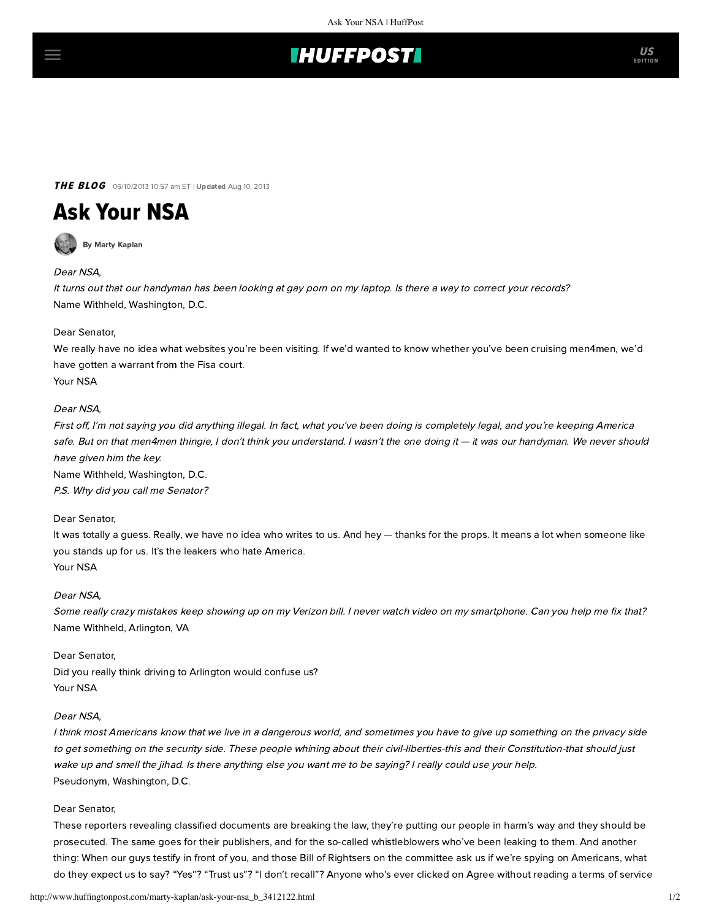**THE BLOG** 06/10/2013 10:57 am ET | **Updated** Aug 10, 2013

# Ask Your NSA

By Marty Kaplan

*Dear NSA,*
*It turns out that our handyman has been looking at gay porn on my laptop. Is there a way to correct your records?*
Name Withheld, Washington, D.C.

Dear Senator,
We really have no idea what websites you're been visiting. If we'd wanted to know whether you've been cruising men4men, we'd have gotten a warrant from the Fisa court.
Your NSA

*Dear NSA,*
*First off, I'm not saying you did anything illegal. In fact, what you've been doing is completely legal, and you're keeping America safe. But on that men4men thingie, I don't think you understand. I wasn't the one doing it — it was our handyman. We never should have given him the key.*
Name Withheld, Washington, D.C.
*P.S. Why did you call me Senator?*

Dear Senator,
It was totally a guess. Really, we have no idea who writes to us. And hey — thanks for the props. It means a lot when someone like you stands up for us. It's the leakers who hate America.
Your NSA

*Dear NSA,*
*Some really crazy mistakes keep showing up on my Verizon bill. I never watch video on my smartphone. Can you help me fix that?*
Name Withheld, Arlington, VA

Dear Senator,
Did you really think driving to Arlington would confuse us?
Your NSA

*Dear NSA,*
*I think most Americans know that we live in a dangerous world, and sometimes you have to give up something on the privacy side to get something on the security side. These people whining about their civil-liberties-this and their Constitution-that should just wake up and smell the jihad. Is there anything else you want me to be saying? I really could use your help.*
Pseudonym, Washington, D.C.

Dear Senator,
These reporters revealing classified documents are breaking the law, they're putting our people in harm's way and they should be prosecuted. The same goes for their publishers, and for the so-called whistleblowers who've been leaking to them. And another thing: When our guys testify in front of you, and those Bill of Rightsers on the committee ask us if we're spying on Americans, what do they expect us to say? "Yes"? "Trust us"? "I don't recall"? Anyone who's ever clicked on Agree without reading a terms of service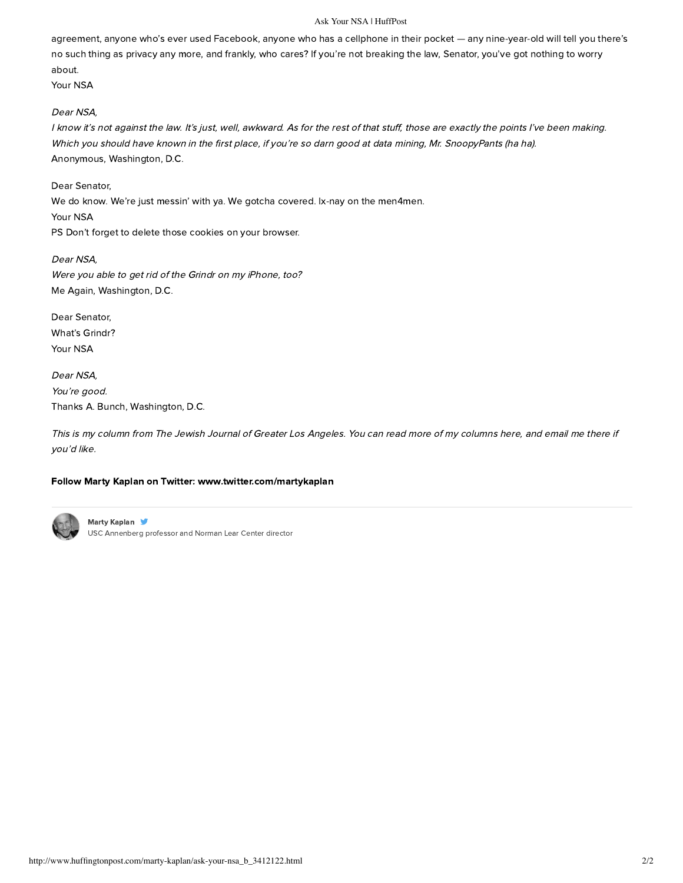agreement, anyone who's ever used Facebook, anyone who has a cellphone in their pocket — any nine-year-old will tell you there's no such thing as privacy any more, and frankly, who cares? If you're not breaking the law, Senator, you've got nothing to worry about.
Your NSA

*Dear NSA,*
*I know it's not against the law. It's just, well, awkward. As for the rest of that stuff, those are exactly the points I've been making. Which you should have known in the first place, if you're so darn good at data mining, Mr. SnoopyPants (ha ha).*
Anonymous, Washington, D.C.

Dear Senator,
We do know. We're just messin' with ya. We gotcha covered. Ix-nay on the men4men.
Your NSA
PS Don't forget to delete those cookies on your browser.

*Dear NSA,*
*Were you able to get rid of the Grindr on my iPhone, too?*
Me Again, Washington, D.C.

Dear Senator,
What's Grindr?
Your NSA

*Dear NSA,*
*You're good.*
Thanks A. Bunch, Washington, D.C.

*This is my column from The Jewish Journal of Greater Los Angeles. You can read more of my columns here, and email me there if you'd like.*

**Follow Marty Kaplan on Twitter: www.twitter.com/martykaplan**

**Marty Kaplan**
USC Annenberg professor and Norman Lear Center director